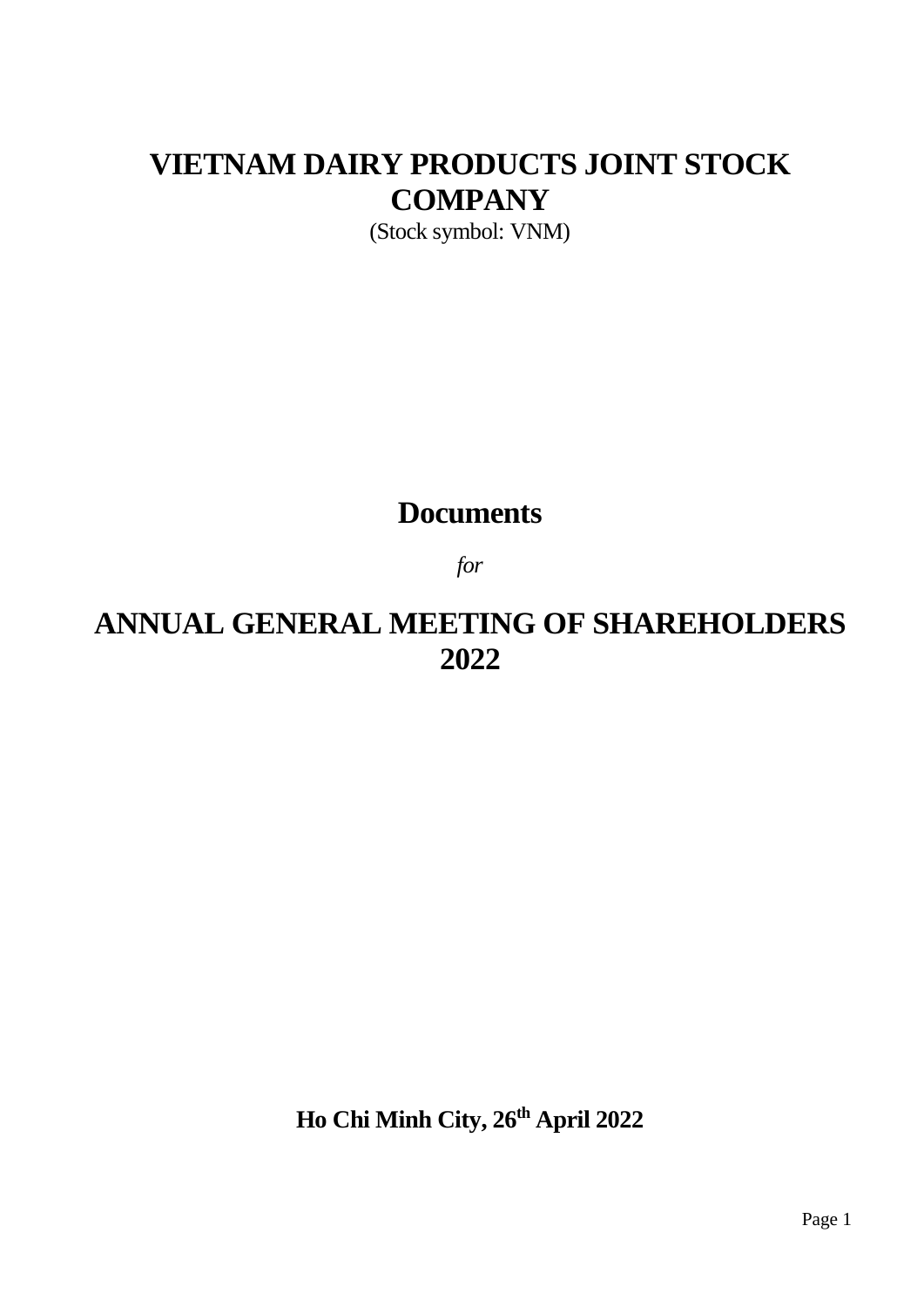# VIETNAM DAIRY PRODUCTS JOINT STOCK COMPANY

(Stock symbol: VNM)

## Documents

*for*

# ANNUAL GENERAL MEETING OF SHAREHOLDERS 2022

**Ho Chi Minh City, 26th April 2022**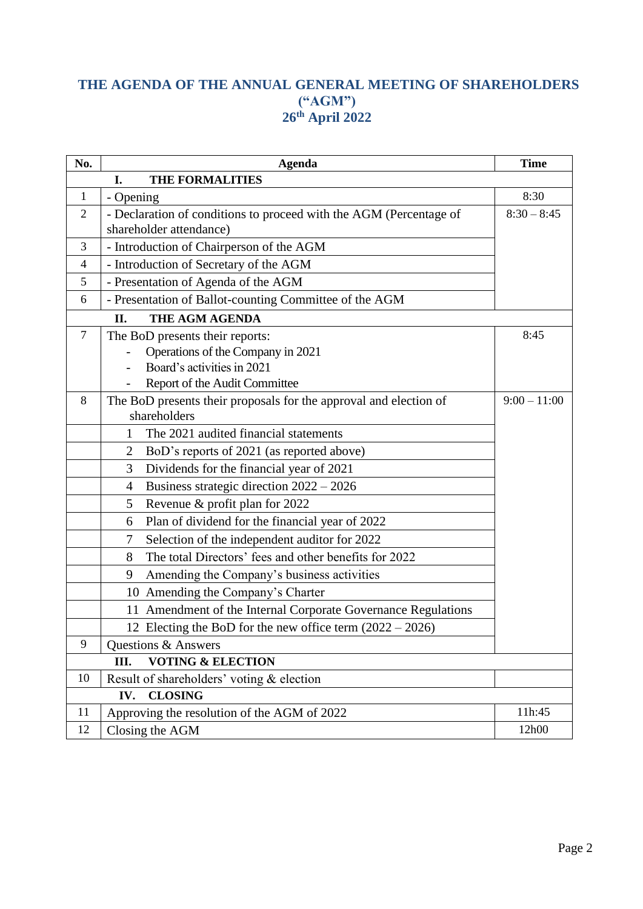# THE AGENDA OF THE ANNUAL GENERAL MEETING OF SHAREHOLDERS ("AGM")
## 26th April 2022

| No. | Agenda | Time |
|---|---|---|
| | **I. THE FORMALITIES** | |
| 1 | - Opening | 8:30 |
| 2 | - Declaration of conditions to proceed with the AGM (Percentage of shareholder attendance) | 8:30 – 8:45 |
| 3 | - Introduction of Chairperson of the AGM | |
| 4 | - Introduction of Secretary of the AGM | |
| 5 | - Presentation of Agenda of the AGM | |
| 6 | - Presentation of Ballot-counting Committee of the AGM | |
| | **II. THE AGM AGENDA** | |
| 7 | The BoD presents their reports:<br>- Operations of the Company in 2021<br>- Board's activities in 2021<br>- Report of the Audit Committee | 8:45 |
| 8 | The BoD presents their proposals for the approval and election of shareholders | 9:00 – 11:00 |
| | 1 The 2021 audited financial statements | |
| | 2 BoD's reports of 2021 (as reported above) | |
| | 3 Dividends for the financial year of 2021 | |
| | 4 Business strategic direction 2022 – 2026 | |
| | 5 Revenue & profit plan for 2022 | |
| | 6 Plan of dividend for the financial year of 2022 | |
| | 7 Selection of the independent auditor for 2022 | |
| | 8 The total Directors' fees and other benefits for 2022 | |
| | 9 Amending the Company's business activities | |
| | 10 Amending the Company's Charter | |
| | 11 Amendment of the Internal Corporate Governance Regulations | |
| | 12 Electing the BoD for the new office term (2022 – 2026) | |
| 9 | Questions & Answers | |
| | **III. VOTING & ELECTION** | |
| 10 | Result of shareholders' voting & election | |
| | **IV. CLOSING** | |
| 11 | Approving the resolution of the AGM of 2022 | 11h:45 |
| 12 | Closing the AGM | 12h00 |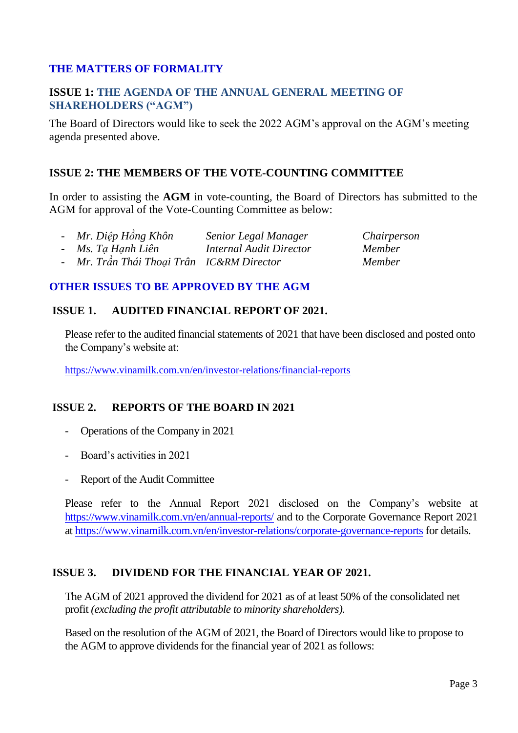## THE MATTERS OF FORMALITY

### ISSUE 1: THE AGENDA OF THE ANNUAL GENERAL MEETING OF SHAREHOLDERS ("AGM")

The Board of Directors would like to seek the 2022 AGM's approval on the AGM's meeting agenda presented above.

### ISSUE 2: THE MEMBERS OF THE VOTE-COUNTING COMMITTEE

In order to assisting the **AGM** in vote-counting, the Board of Directors has submitted to the AGM for approval of the Vote-Counting Committee as below:

- *Mr. Diệp Hồng Khôn* — *Senior Legal Manager* — *Chairperson*
- *Ms. Tạ Hạnh Liên* — *Internal Audit Director* — *Member*
- *Mr. Trần Thái Thoại Trân* — *IC&RM Director* — *Member*

## OTHER ISSUES TO BE APPROVED BY THE AGM

### ISSUE 1. AUDITED FINANCIAL REPORT OF 2021.

Please refer to the audited financial statements of 2021 that have been disclosed and posted onto the Company's website at:

https://www.vinamilk.com.vn/en/investor-relations/financial-reports

### ISSUE 2. REPORTS OF THE BOARD IN 2021

- Operations of the Company in 2021
- Board's activities in 2021
- Report of the Audit Committee

Please refer to the Annual Report 2021 disclosed on the Company's website at https://www.vinamilk.com.vn/en/annual-reports/ and to the Corporate Governance Report 2021 at https://www.vinamilk.com.vn/en/investor-relations/corporate-governance-reports for details.

### ISSUE 3. DIVIDEND FOR THE FINANCIAL YEAR OF 2021.

The AGM of 2021 approved the dividend for 2021 as of at least 50% of the consolidated net profit *(excluding the profit attributable to minority shareholders).*

Based on the resolution of the AGM of 2021, the Board of Directors would like to propose to the AGM to approve dividends for the financial year of 2021 as follows: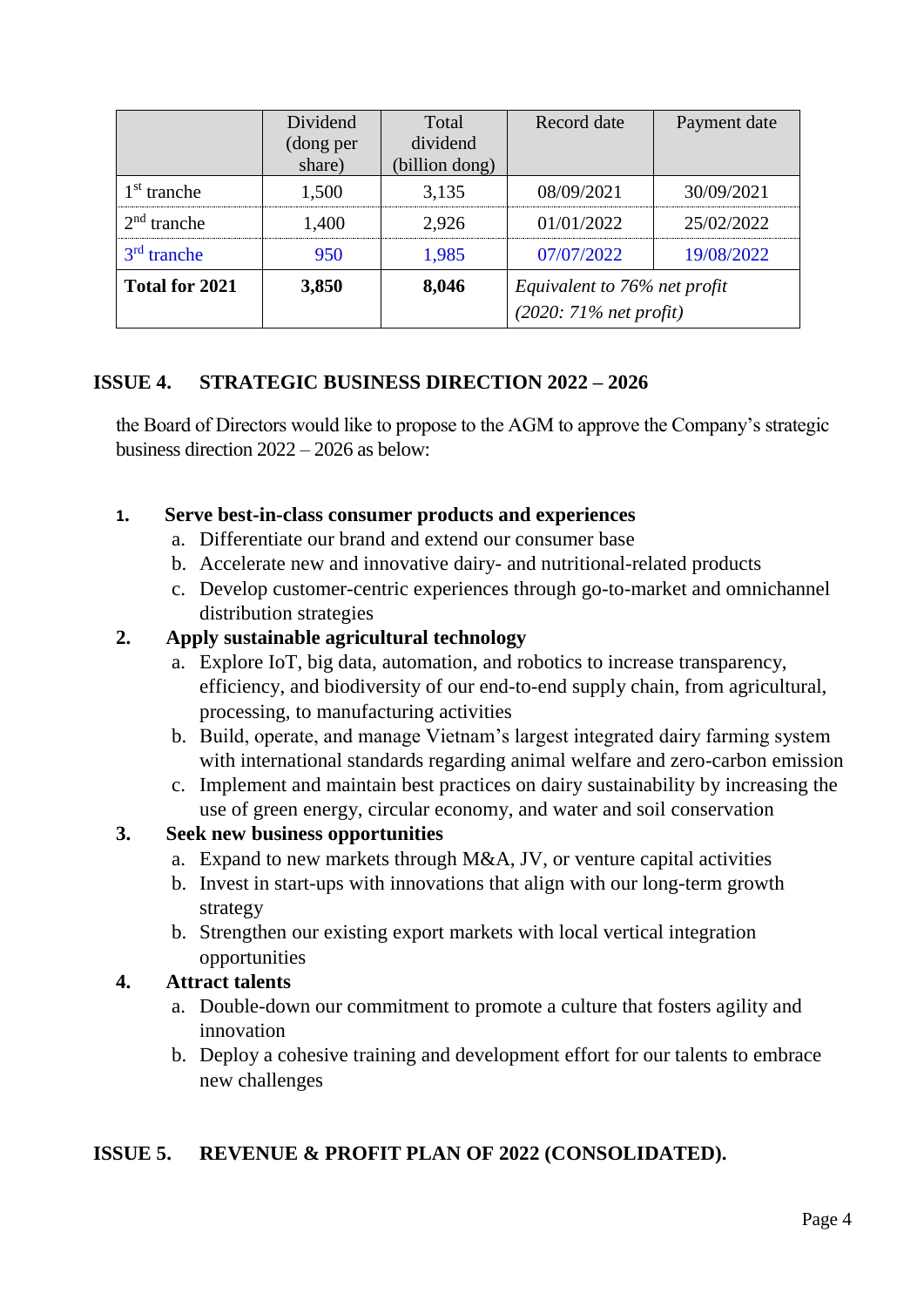| | Dividend (dong per share) | Total dividend (billion dong) | Record date | Payment date |
|---|---|---|---|---|
| 1st tranche | 1,500 | 3,135 | 08/09/2021 | 30/09/2021 |
| 2nd tranche | 1,400 | 2,926 | 01/01/2022 | 25/02/2022 |
| 3rd tranche | 950 | 1,985 | 07/07/2022 | 19/08/2022 |
| **Total for 2021** | **3,850** | **8,046** | *Equivalent to 76% net profit (2020: 71% net profit)* | |

## ISSUE 4. STRATEGIC BUSINESS DIRECTION 2022 – 2026

the Board of Directors would like to propose to the AGM to approve the Company's strategic business direction 2022 – 2026 as below:

1. **Serve best-in-class consumer products and experiences**
   a. Differentiate our brand and extend our consumer base
   b. Accelerate new and innovative dairy- and nutritional-related products
   c. Develop customer-centric experiences through go-to-market and omnichannel distribution strategies
2. **Apply sustainable agricultural technology**
   a. Explore IoT, big data, automation, and robotics to increase transparency, efficiency, and biodiversity of our end-to-end supply chain, from agricultural, processing, to manufacturing activities
   b. Build, operate, and manage Vietnam's largest integrated dairy farming system with international standards regarding animal welfare and zero-carbon emission
   c. Implement and maintain best practices on dairy sustainability by increasing the use of green energy, circular economy, and water and soil conservation
3. **Seek new business opportunities**
   a. Expand to new markets through M&A, JV, or venture capital activities
   b. Invest in start-ups with innovations that align with our long-term growth strategy
   b. Strengthen our existing export markets with local vertical integration opportunities
4. **Attract talents**
   a. Double-down our commitment to promote a culture that fosters agility and innovation
   b. Deploy a cohesive training and development effort for our talents to embrace new challenges

## ISSUE 5. REVENUE & PROFIT PLAN OF 2022 (CONSOLIDATED).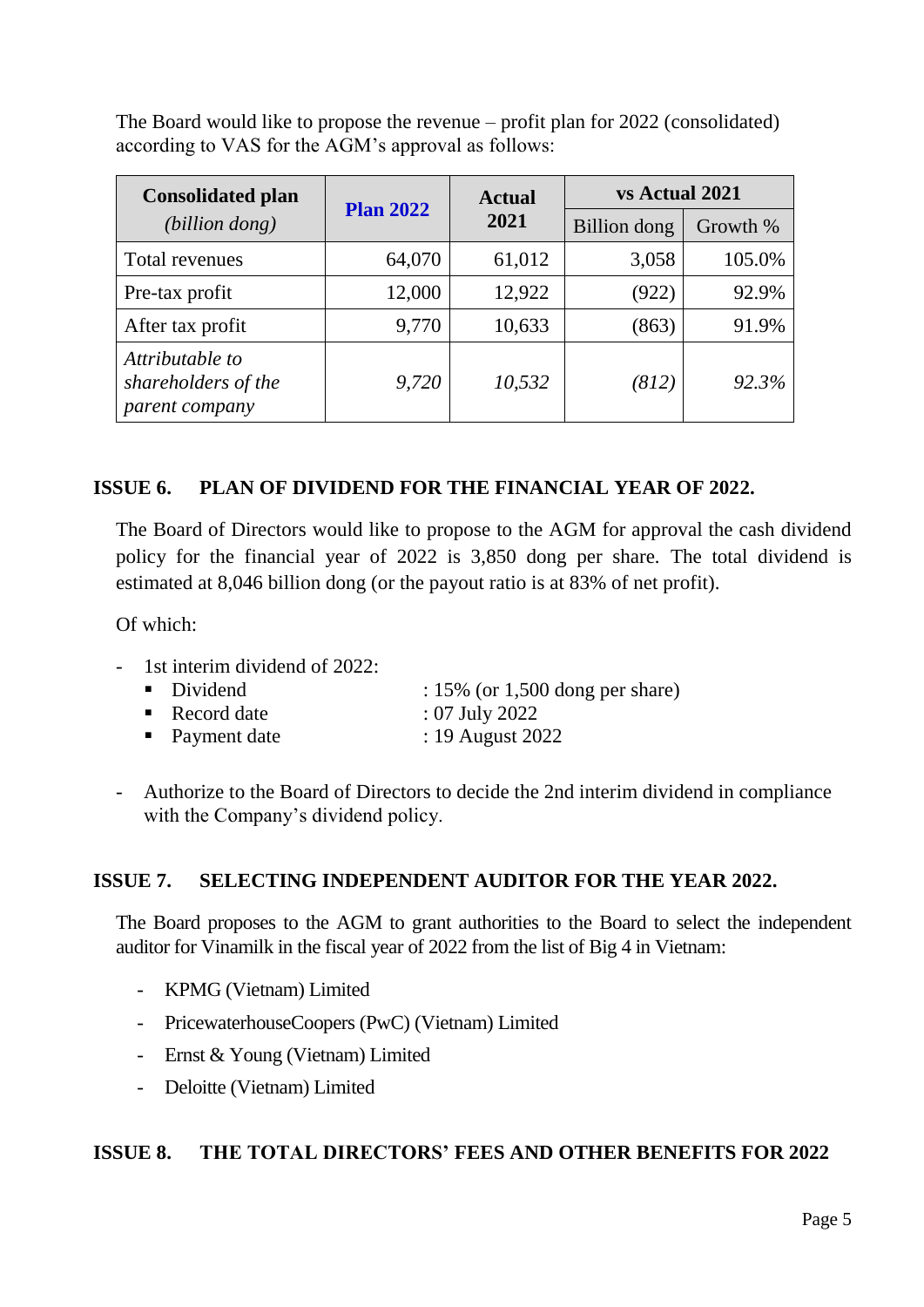The Board would like to propose the revenue – profit plan for 2022 (consolidated) according to VAS for the AGM's approval as follows:

| **Consolidated plan** *(billion dong)* | **Plan 2022** | **Actual 2021** | **vs Actual 2021** | |
|---|---|---|---|---|
| | | | Billion dong | Growth % |
| Total revenues | 64,070 | 61,012 | 3,058 | 105.0% |
| Pre-tax profit | 12,000 | 12,922 | (922) | 92.9% |
| After tax profit | 9,770 | 10,633 | (863) | 91.9% |
| *Attributable to shareholders of the parent company* | *9,720* | *10,532* | *(812)* | *92.3%* |

## ISSUE 6. PLAN OF DIVIDEND FOR THE FINANCIAL YEAR OF 2022.

The Board of Directors would like to propose to the AGM for approval the cash dividend policy for the financial year of 2022 is 3,850 dong per share. The total dividend is estimated at 8,046 billion dong (or the payout ratio is at 83% of net profit).

Of which:

- 1st interim dividend of 2022:
  - Dividend : 15% (or 1,500 dong per share)
  - Record date : 07 July 2022
  - Payment date : 19 August 2022
- Authorize to the Board of Directors to decide the 2nd interim dividend in compliance with the Company's dividend policy.

## ISSUE 7. SELECTING INDEPENDENT AUDITOR FOR THE YEAR 2022.

The Board proposes to the AGM to grant authorities to the Board to select the independent auditor for Vinamilk in the fiscal year of 2022 from the list of Big 4 in Vietnam:

- KPMG (Vietnam) Limited
- PricewaterhouseCoopers (PwC) (Vietnam) Limited
- Ernst & Young (Vietnam) Limited
- Deloitte (Vietnam) Limited

## ISSUE 8. THE TOTAL DIRECTORS' FEES AND OTHER BENEFITS FOR 2022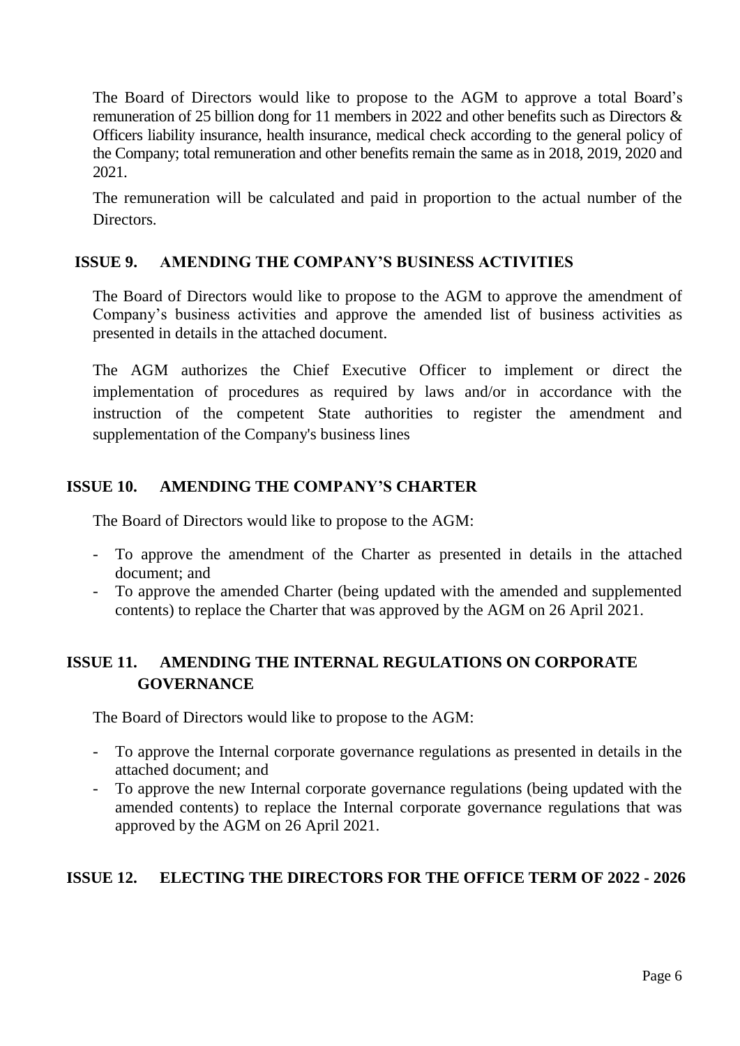The Board of Directors would like to propose to the AGM to approve a total Board's remuneration of 25 billion dong for 11 members in 2022 and other benefits such as Directors & Officers liability insurance, health insurance, medical check according to the general policy of the Company; total remuneration and other benefits remain the same as in 2018, 2019, 2020 and 2021.

The remuneration will be calculated and paid in proportion to the actual number of the Directors.

## ISSUE 9. AMENDING THE COMPANY'S BUSINESS ACTIVITIES

The Board of Directors would like to propose to the AGM to approve the amendment of Company's business activities and approve the amended list of business activities as presented in details in the attached document.

The AGM authorizes the Chief Executive Officer to implement or direct the implementation of procedures as required by laws and/or in accordance with the instruction of the competent State authorities to register the amendment and supplementation of the Company's business lines

## ISSUE 10. AMENDING THE COMPANY'S CHARTER

The Board of Directors would like to propose to the AGM:

- To approve the amendment of the Charter as presented in details in the attached document; and
- To approve the amended Charter (being updated with the amended and supplemented contents) to replace the Charter that was approved by the AGM on 26 April 2021.

## ISSUE 11. AMENDING THE INTERNAL REGULATIONS ON CORPORATE GOVERNANCE

The Board of Directors would like to propose to the AGM:

- To approve the Internal corporate governance regulations as presented in details in the attached document; and
- To approve the new Internal corporate governance regulations (being updated with the amended contents) to replace the Internal corporate governance regulations that was approved by the AGM on 26 April 2021.

## ISSUE 12. ELECTING THE DIRECTORS FOR THE OFFICE TERM OF 2022 - 2026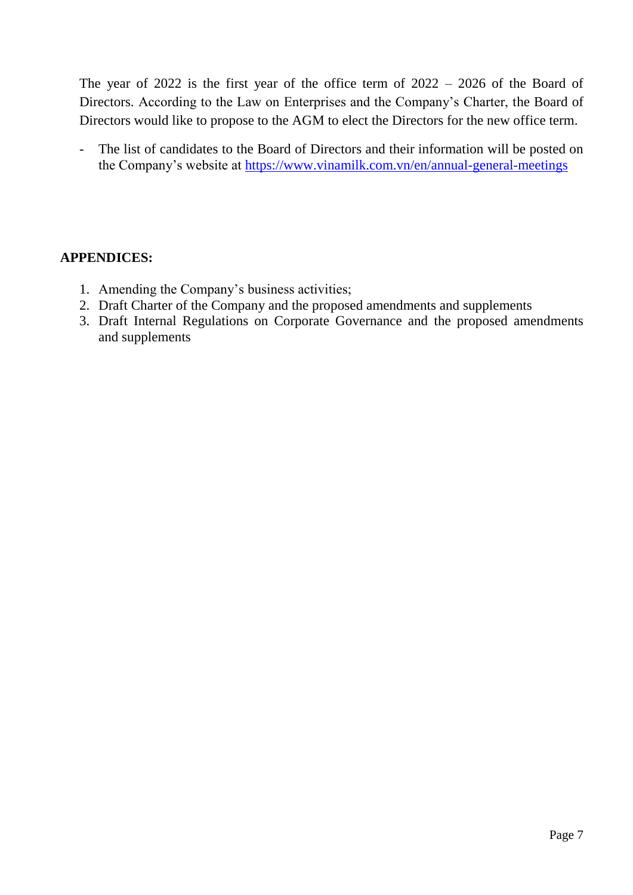The year of 2022 is the first year of the office term of 2022 – 2026 of the Board of Directors. According to the Law on Enterprises and the Company's Charter, the Board of Directors would like to propose to the AGM to elect the Directors for the new office term.

- The list of candidates to the Board of Directors and their information will be posted on the Company's website at https://www.vinamilk.com.vn/en/annual-general-meetings

**APPENDICES:**

1. Amending the Company's business activities;
2. Draft Charter of the Company and the proposed amendments and supplements
3. Draft Internal Regulations on Corporate Governance and the proposed amendments and supplements